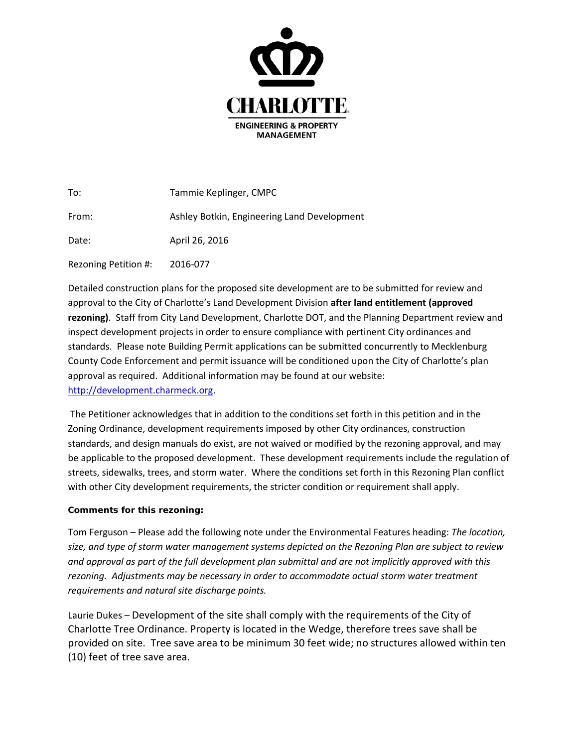CHARLOTTE.

ENGINEERING & PROPERTY MANAGEMENT

To: Tammie Keplinger, CMPC

From: Ashley Botkin, Engineering Land Development

Date: April 26, 2016

Rezoning Petition #: 2016-077

Detailed construction plans for the proposed site development are to be submitted for review and approval to the City of Charlotte's Land Development Division **after land entitlement (approved rezoning)**. Staff from City Land Development, Charlotte DOT, and the Planning Department review and inspect development projects in order to ensure compliance with pertinent City ordinances and standards. Please note Building Permit applications can be submitted concurrently to Mecklenburg County Code Enforcement and permit issuance will be conditioned upon the City of Charlotte's plan approval as required. Additional information may be found at our website: http://development.charmeck.org.

The Petitioner acknowledges that in addition to the conditions set forth in this petition and in the Zoning Ordinance, development requirements imposed by other City ordinances, construction standards, and design manuals do exist, are not waived or modified by the rezoning approval, and may be applicable to the proposed development. These development requirements include the regulation of streets, sidewalks, trees, and storm water. Where the conditions set forth in this Rezoning Plan conflict with other City development requirements, the stricter condition or requirement shall apply.

**Comments for this rezoning:**

Tom Ferguson – Please add the following note under the Environmental Features heading: *The location, size, and type of storm water management systems depicted on the Rezoning Plan are subject to review and approval as part of the full development plan submittal and are not implicitly approved with this rezoning. Adjustments may be necessary in order to accommodate actual storm water treatment requirements and natural site discharge points.*

Laurie Dukes – Development of the site shall comply with the requirements of the City of Charlotte Tree Ordinance. Property is located in the Wedge, therefore trees save shall be provided on site. Tree save area to be minimum 30 feet wide; no structures allowed within ten (10) feet of tree save area.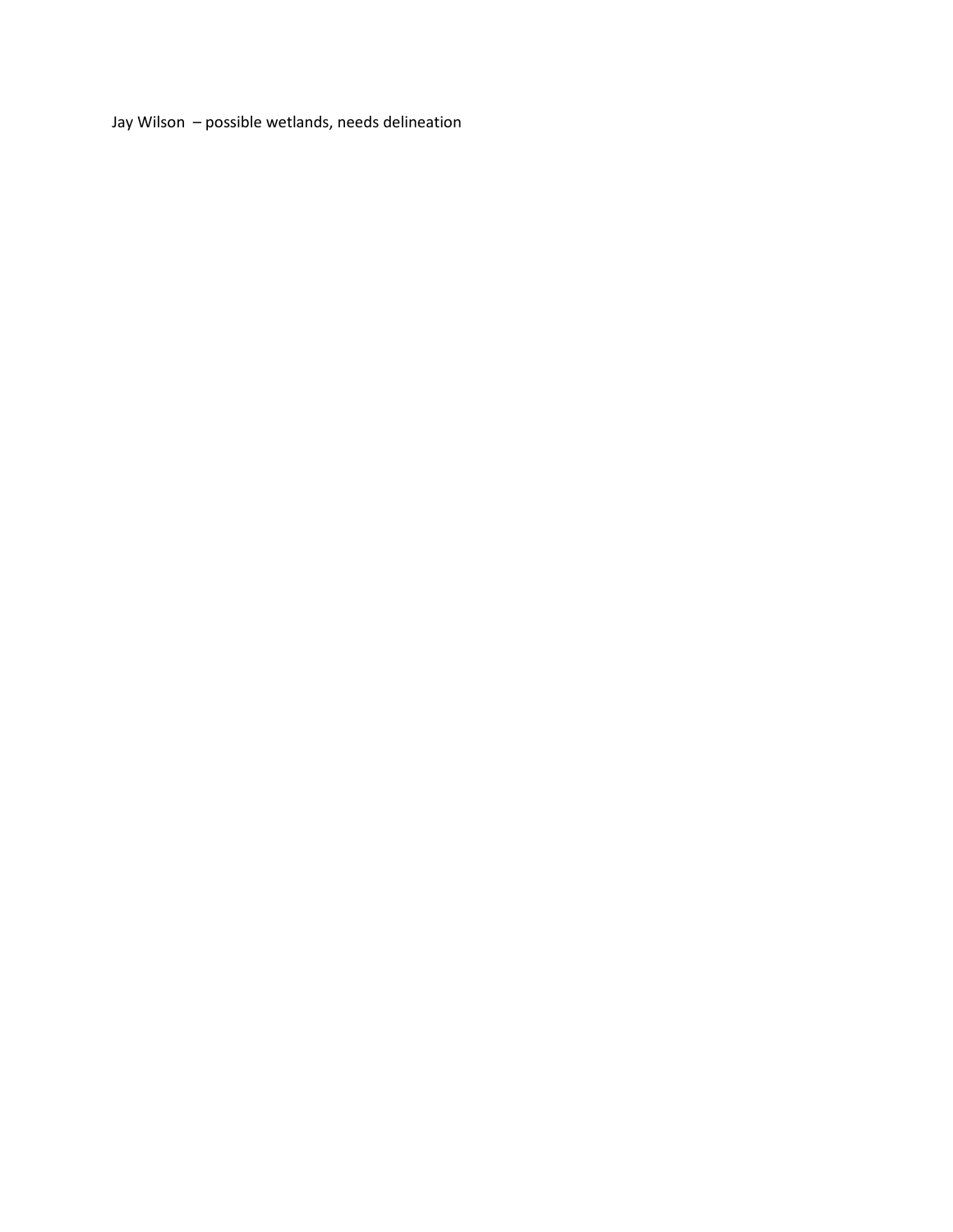Jay Wilson – possible wetlands, needs delineation